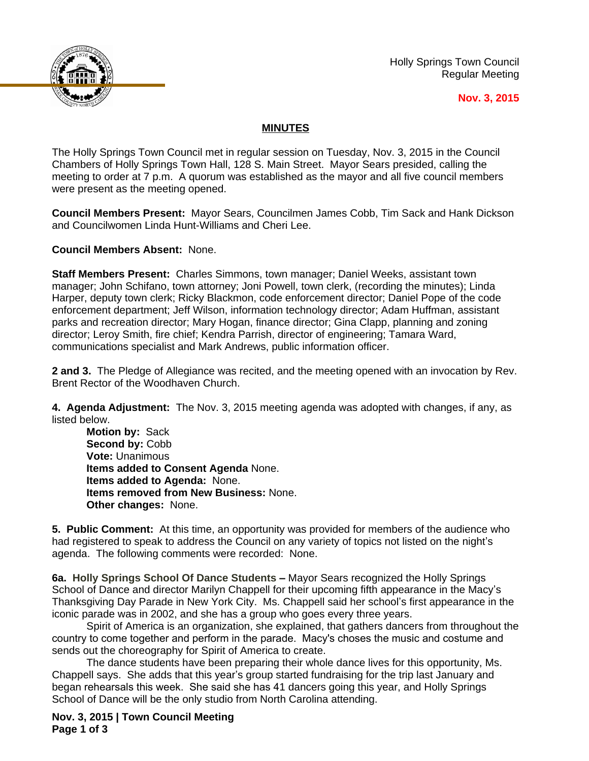Holly Springs Town Council
Regular Meeting

**Nov. 3, 2015**

## MINUTES

The Holly Springs Town Council met in regular session on Tuesday, Nov. 3, 2015 in the Council Chambers of Holly Springs Town Hall, 128 S. Main Street. Mayor Sears presided, calling the meeting to order at 7 p.m. A quorum was established as the mayor and all five council members were present as the meeting opened.

**Council Members Present:** Mayor Sears, Councilmen James Cobb, Tim Sack and Hank Dickson and Councilwomen Linda Hunt-Williams and Cheri Lee.

**Council Members Absent:** None.

**Staff Members Present:** Charles Simmons, town manager; Daniel Weeks, assistant town manager; John Schifano, town attorney; Joni Powell, town clerk, (recording the minutes); Linda Harper, deputy town clerk; Ricky Blackmon, code enforcement director; Daniel Pope of the code enforcement department; Jeff Wilson, information technology director; Adam Huffman, assistant parks and recreation director; Mary Hogan, finance director; Gina Clapp, planning and zoning director; Leroy Smith, fire chief; Kendra Parrish, director of engineering; Tamara Ward, communications specialist and Mark Andrews, public information officer.

**2 and 3.** The Pledge of Allegiance was recited, and the meeting opened with an invocation by Rev. Brent Rector of the Woodhaven Church.

**4. Agenda Adjustment:** The Nov. 3, 2015 meeting agenda was adopted with changes, if any, as listed below.

**Motion by:** Sack
**Second by:** Cobb
**Vote:** Unanimous
**Items added to Consent Agenda** None.
**Items added to Agenda:** None.
**Items removed from New Business:** None.
**Other changes:** None.

**5. Public Comment:** At this time, an opportunity was provided for members of the audience who had registered to speak to address the Council on any variety of topics not listed on the night's agenda. The following comments were recorded: None.

**6a. Holly Springs School Of Dance Students –** Mayor Sears recognized the Holly Springs School of Dance and director Marilyn Chappell for their upcoming fifth appearance in the Macy's Thanksgiving Day Parade in New York City. Ms. Chappell said her school's first appearance in the iconic parade was in 2002, and she has a group who goes every three years.

Spirit of America is an organization, she explained, that gathers dancers from throughout the country to come together and perform in the parade. Macy's choses the music and costume and sends out the choreography for Spirit of America to create.

The dance students have been preparing their whole dance lives for this opportunity, Ms. Chappell says. She adds that this year's group started fundraising for the trip last January and began rehearsals this week. She said she has 41 dancers going this year, and Holly Springs School of Dance will be the only studio from North Carolina attending.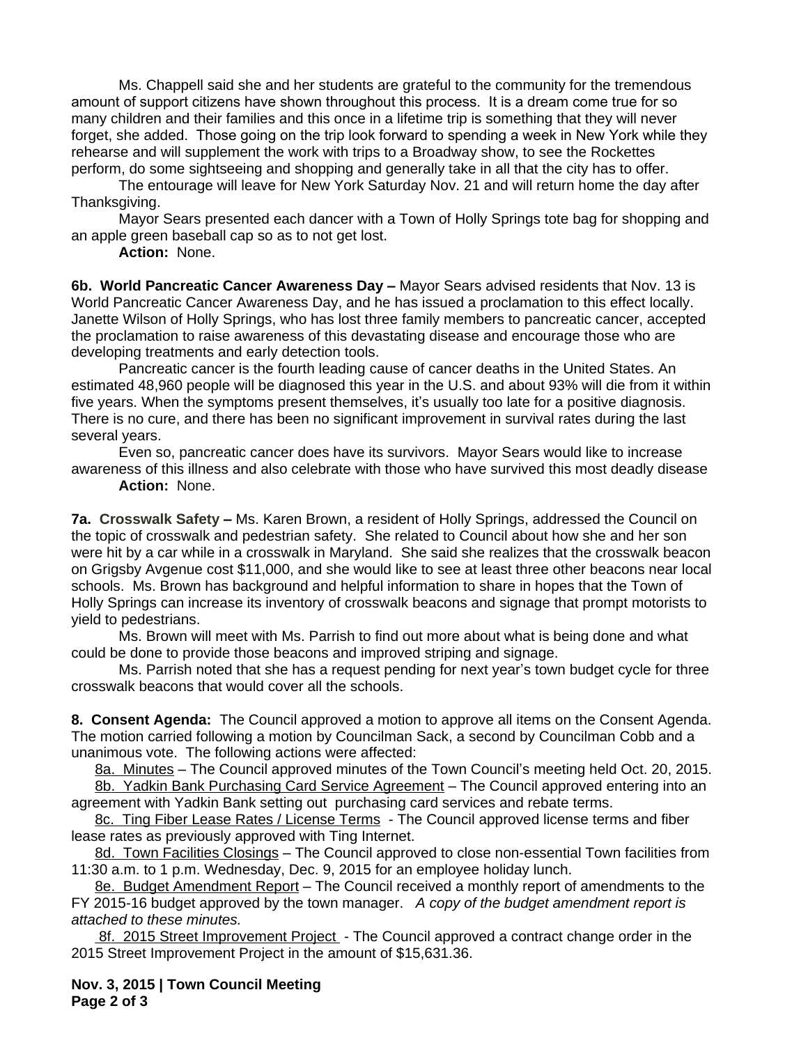Ms. Chappell said she and her students are grateful to the community for the tremendous amount of support citizens have shown throughout this process. It is a dream come true for so many children and their families and this once in a lifetime trip is something that they will never forget, she added. Those going on the trip look forward to spending a week in New York while they rehearse and will supplement the work with trips to a Broadway show, to see the Rockettes perform, do some sightseeing and shopping and generally take in all that the city has to offer.

The entourage will leave for New York Saturday Nov. 21 and will return home the day after Thanksgiving.

Mayor Sears presented each dancer with a Town of Holly Springs tote bag for shopping and an apple green baseball cap so as to not get lost.

**Action:** None.

**6b. World Pancreatic Cancer Awareness Day –** Mayor Sears advised residents that Nov. 13 is World Pancreatic Cancer Awareness Day, and he has issued a proclamation to this effect locally. Janette Wilson of Holly Springs, who has lost three family members to pancreatic cancer, accepted the proclamation to raise awareness of this devastating disease and encourage those who are developing treatments and early detection tools.

Pancreatic cancer is the fourth leading cause of cancer deaths in the United States. An estimated 48,960 people will be diagnosed this year in the U.S. and about 93% will die from it within five years. When the symptoms present themselves, it's usually too late for a positive diagnosis. There is no cure, and there has been no significant improvement in survival rates during the last several years.

Even so, pancreatic cancer does have its survivors. Mayor Sears would like to increase awareness of this illness and also celebrate with those who have survived this most deadly disease

**Action:** None.

**7a. Crosswalk Safety –** Ms. Karen Brown, a resident of Holly Springs, addressed the Council on the topic of crosswalk and pedestrian safety. She related to Council about how she and her son were hit by a car while in a crosswalk in Maryland. She said she realizes that the crosswalk beacon on Grigsby Avgenue cost $11,000, and she would like to see at least three other beacons near local schools. Ms. Brown has background and helpful information to share in hopes that the Town of Holly Springs can increase its inventory of crosswalk beacons and signage that prompt motorists to yield to pedestrians.

Ms. Brown will meet with Ms. Parrish to find out more about what is being done and what could be done to provide those beacons and improved striping and signage.

Ms. Parrish noted that she has a request pending for next year's town budget cycle for three crosswalk beacons that would cover all the schools.

**8. Consent Agenda:** The Council approved a motion to approve all items on the Consent Agenda. The motion carried following a motion by Councilman Sack, a second by Councilman Cobb and a unanimous vote. The following actions were affected:

8a. Minutes – The Council approved minutes of the Town Council's meeting held Oct. 20, 2015.

8b. Yadkin Bank Purchasing Card Service Agreement – The Council approved entering into an agreement with Yadkin Bank setting out purchasing card services and rebate terms.

8c. Ting Fiber Lease Rates / License Terms - The Council approved license terms and fiber lease rates as previously approved with Ting Internet.

8d. Town Facilities Closings – The Council approved to close non-essential Town facilities from 11:30 a.m. to 1 p.m. Wednesday, Dec. 9, 2015 for an employee holiday lunch.

8e. Budget Amendment Report – The Council received a monthly report of amendments to the FY 2015-16 budget approved by the town manager. *A copy of the budget amendment report is attached to these minutes.*

8f. 2015 Street Improvement Project - The Council approved a contract change order in the 2015 Street Improvement Project in the amount of $15,631.36.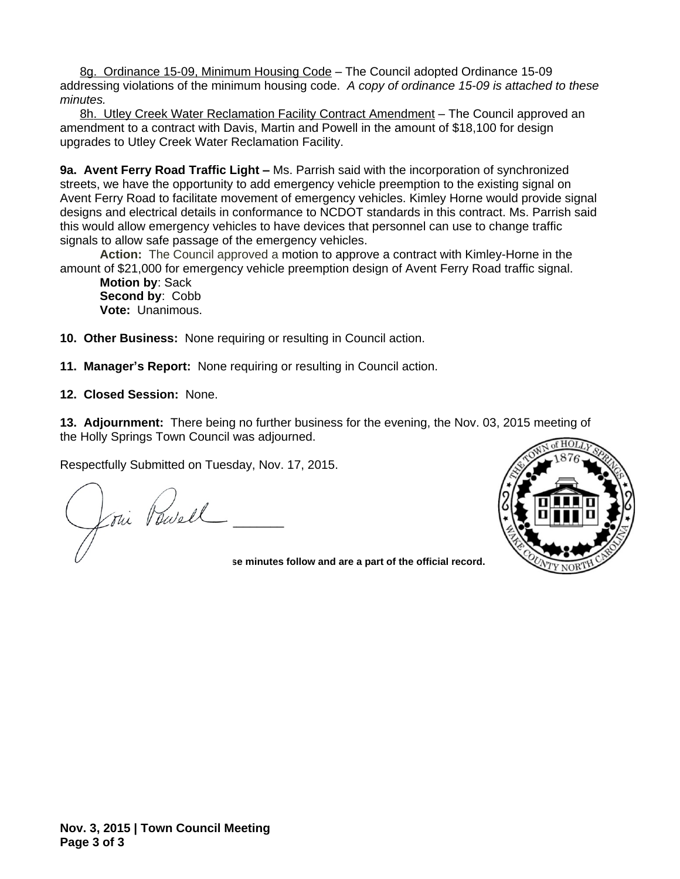8g. Ordinance 15-09, Minimum Housing Code – The Council adopted Ordinance 15-09 addressing violations of the minimum housing code. *A copy of ordinance 15-09 is attached to these minutes.*

8h. Utley Creek Water Reclamation Facility Contract Amendment – The Council approved an amendment to a contract with Davis, Martin and Powell in the amount of $18,100 for design upgrades to Utley Creek Water Reclamation Facility.

**9a. Avent Ferry Road Traffic Light –** Ms. Parrish said with the incorporation of synchronized streets, we have the opportunity to add emergency vehicle preemption to the existing signal on Avent Ferry Road to facilitate movement of emergency vehicles. Kimley Horne would provide signal designs and electrical details in conformance to NCDOT standards in this contract. Ms. Parrish said this would allow emergency vehicles to have devices that personnel can use to change traffic signals to allow safe passage of the emergency vehicles.

**Action:** The Council approved a motion to approve a contract with Kimley-Horne in the amount of $21,000 for emergency vehicle preemption design of Avent Ferry Road traffic signal.

**Motion by**: Sack
**Second by**: Cobb
**Vote:** Unanimous.

**10. Other Business:** None requiring or resulting in Council action.

**11. Manager's Report:** None requiring or resulting in Council action.

**12. Closed Session:** None.

**13. Adjournment:** There being no further business for the evening, the Nov. 03, 2015 meeting of the Holly Springs Town Council was adjourned.

Respectfully Submitted on Tuesday, Nov. 17, 2015.

Joni Powell ______

**se minutes follow and are a part of the official record.**

THE TOWN of HOLLY SPRINGS 1876 WAKE COUNTY NORTH CAROLINA